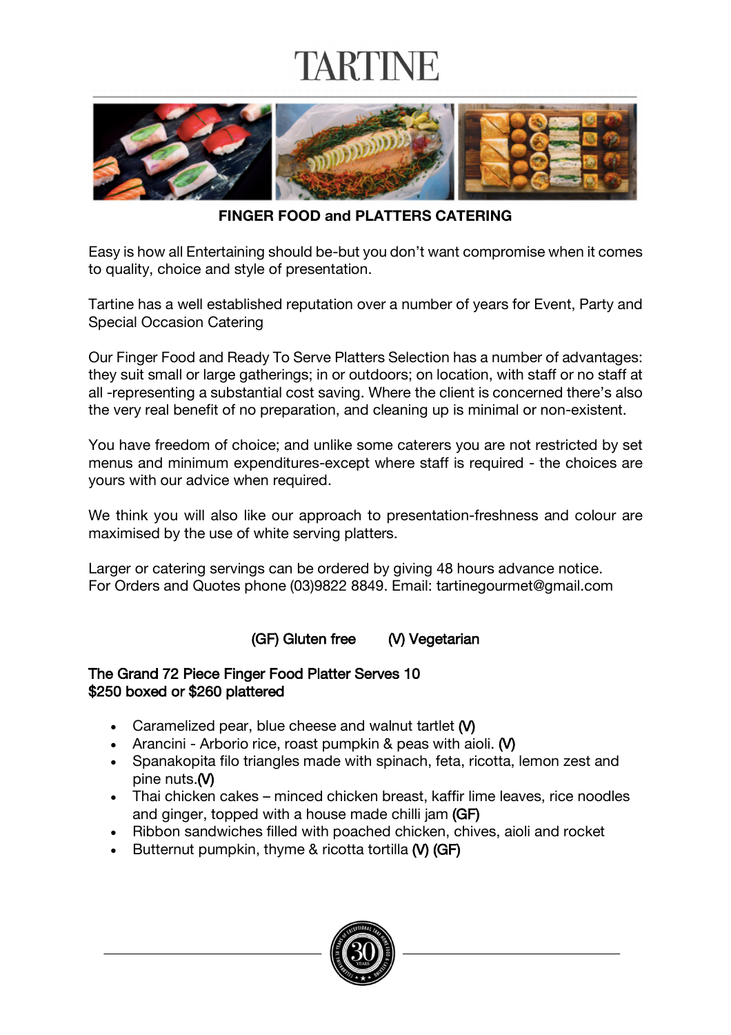# TARTINE

## FINGER FOOD and PLATTERS CATERING

Easy is how all Entertaining should be-but you don't want compromise when it comes to quality, choice and style of presentation.

Tartine has a well established reputation over a number of years for Event, Party and Special Occasion Catering

Our Finger Food and Ready To Serve Platters Selection has a number of advantages: they suit small or large gatherings; in or outdoors; on location, with staff or no staff at all -representing a substantial cost saving. Where the client is concerned there's also the very real benefit of no preparation, and cleaning up is minimal or non-existent.

You have freedom of choice; and unlike some caterers you are not restricted by set menus and minimum expenditures-except where staff is required - the choices are yours with our advice when required.

We think you will also like our approach to presentation-freshness and colour are maximised by the use of white serving platters.

Larger or catering servings can be ordered by giving 48 hours advance notice.
For Orders and Quotes phone (03)9822 8849. Email: tartinegourmet@gmail.com

(GF) Gluten free    (V) Vegetarian

**The Grand 72 Piece Finger Food Platter Serves 10**
**$250 boxed or $260 plattered**

- Caramelized pear, blue cheese and walnut tartlet (V)
- Arancini - Arborio rice, roast pumpkin & peas with aioli. (V)
- Spanakopita filo triangles made with spinach, feta, ricotta, lemon zest and pine nuts.(V)
- Thai chicken cakes – minced chicken breast, kaffir lime leaves, rice noodles and ginger, topped with a house made chilli jam (GF)
- Ribbon sandwiches filled with poached chicken, chives, aioli and rocket
- Butternut pumpkin, thyme & ricotta tortilla (V) (GF)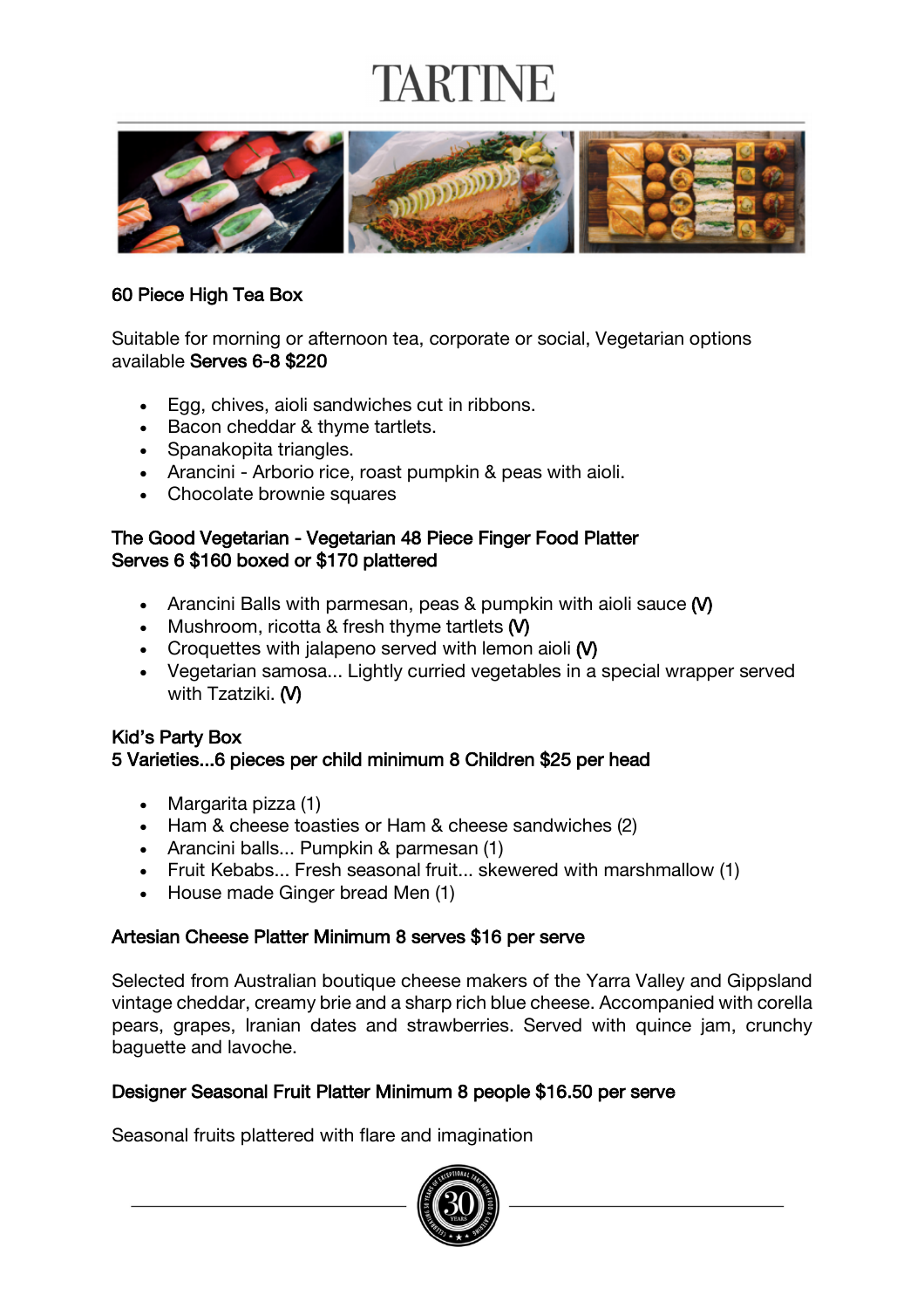# TARTINE

**60 Piece High Tea Box**

Suitable for morning or afternoon tea, corporate or social, Vegetarian options available **Serves 6-8 $220**

- Egg, chives, aioli sandwiches cut in ribbons.
- Bacon cheddar & thyme tartlets.
- Spanakopita triangles.
- Arancini - Arborio rice, roast pumpkin & peas with aioli.
- Chocolate brownie squares

**The Good Vegetarian - Vegetarian 48 Piece Finger Food Platter**
**Serves 6 $160 boxed or $170 plattered**

- Arancini Balls with parmesan, peas & pumpkin with aioli sauce **(V)**
- Mushroom, ricotta & fresh thyme tartlets **(V)**
- Croquettes with jalapeno served with lemon aioli **(V)**
- Vegetarian samosa... Lightly curried vegetables in a special wrapper served with Tzatziki. **(V)**

**Kid's Party Box**
**5 Varieties...6 pieces per child minimum 8 Children $25 per head**

- Margarita pizza (1)
- Ham & cheese toasties or Ham & cheese sandwiches (2)
- Arancini balls... Pumpkin & parmesan (1)
- Fruit Kebabs... Fresh seasonal fruit... skewered with marshmallow (1)
- House made Ginger bread Men (1)

**Artesian Cheese Platter Minimum 8 serves $16 per serve**

Selected from Australian boutique cheese makers of the Yarra Valley and Gippsland vintage cheddar, creamy brie and a sharp rich blue cheese. Accompanied with corella pears, grapes, Iranian dates and strawberries. Served with quince jam, crunchy baguette and lavoche.

**Designer Seasonal Fruit Platter Minimum 8 people $16.50 per serve**

Seasonal fruits plattered with flare and imagination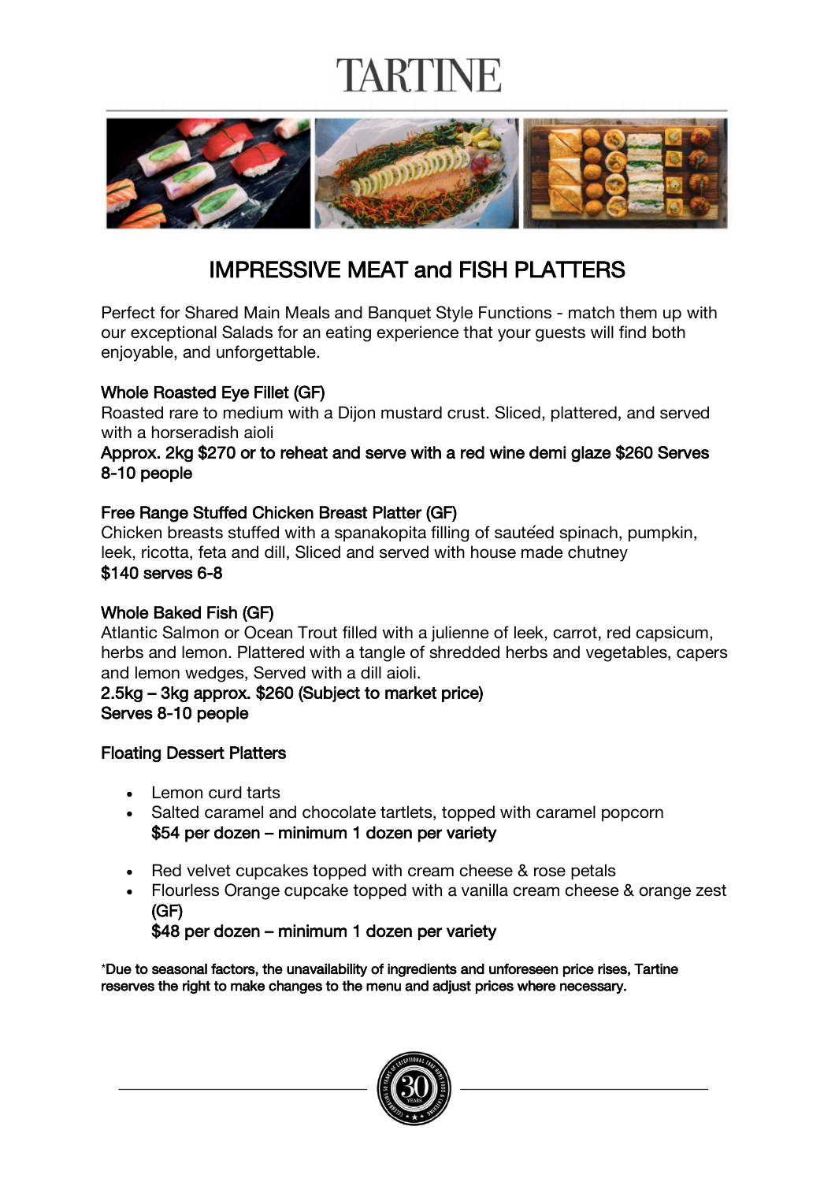# TARTINE

## IMPRESSIVE MEAT and FISH PLATTERS

Perfect for Shared Main Meals and Banquet Style Functions - match them up with our exceptional Salads for an eating experience that your guests will find both enjoyable, and unforgettable.

**Whole Roasted Eye Fillet (GF)**
Roasted rare to medium with a Dijon mustard crust. Sliced, plattered, and served with a horseradish aioli
**Approx. 2kg $270 or to reheat and serve with a red wine demi glaze $260 Serves 8-10 people**

**Free Range Stuffed Chicken Breast Platter (GF)**
Chicken breasts stuffed with a spanakopita filling of sautéed spinach, pumpkin, leek, ricotta, feta and dill, Sliced and served with house made chutney
**$140 serves 6-8**

**Whole Baked Fish (GF)**
Atlantic Salmon or Ocean Trout filled with a julienne of leek, carrot, red capsicum, herbs and lemon. Plattered with a tangle of shredded herbs and vegetables, capers and lemon wedges, Served with a dill aioli.
**2.5kg – 3kg approx. $260 (Subject to market price)**
**Serves 8-10 people**

**Floating Dessert Platters**

- Lemon curd tarts
- Salted caramel and chocolate tartlets, topped with caramel popcorn
  **$54 per dozen – minimum 1 dozen per variety**

- Red velvet cupcakes topped with cream cheese & rose petals
- Flourless Orange cupcake topped with a vanilla cream cheese & orange zest (GF)
  **$48 per dozen – minimum 1 dozen per variety**

*Due to seasonal factors, the unavailability of ingredients and unforeseen price rises, Tartine reserves the right to make changes to the menu and adjust prices where necessary.